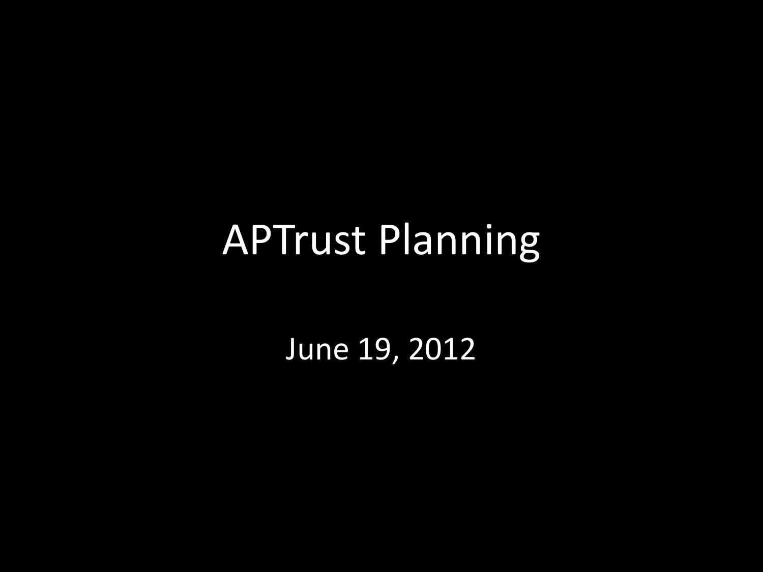# APTrust Planning

June 19, 2012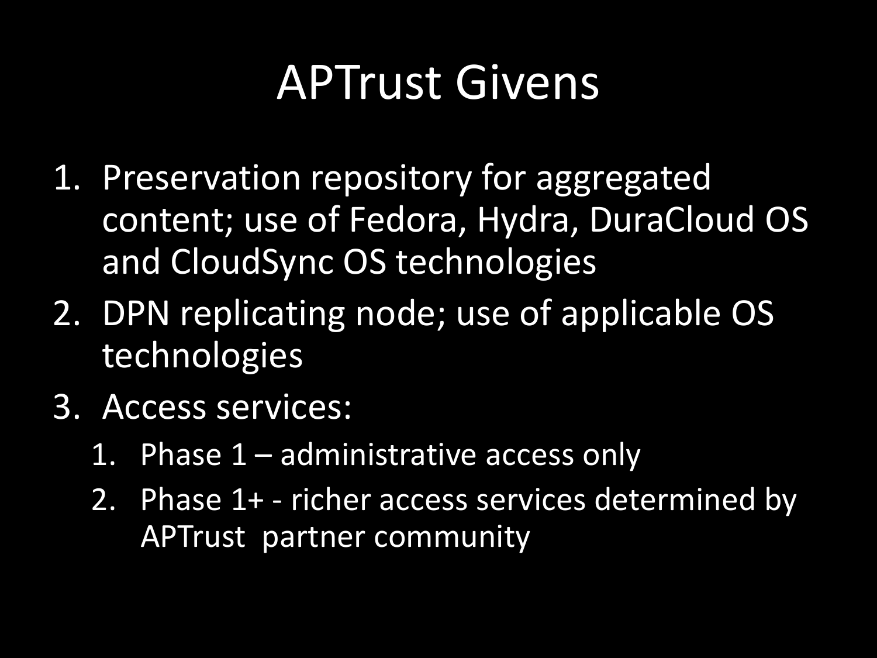# APTrust Givens

1. Preservation repository for aggregated content; use of Fedora, Hydra, DuraCloud OS and CloudSync OS technologies
2. DPN replicating node; use of applicable OS technologies
3. Access services:
    1. Phase 1 – administrative access only
    2. Phase 1+ - richer access services determined by APTrust partner community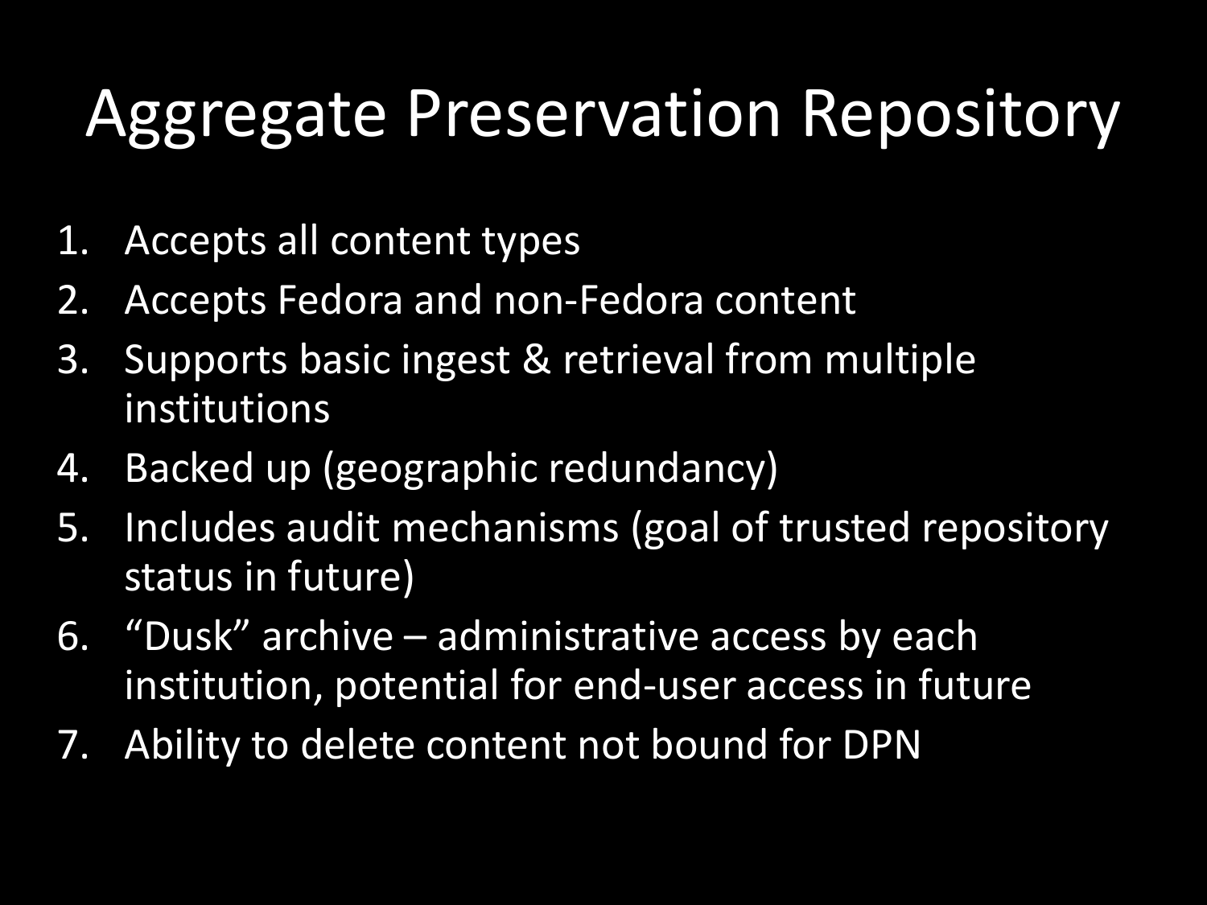# Aggregate Preservation Repository

1. Accepts all content types
2. Accepts Fedora and non-Fedora content
3. Supports basic ingest & retrieval from multiple institutions
4. Backed up (geographic redundancy)
5. Includes audit mechanisms (goal of trusted repository status in future)
6. "Dusk" archive – administrative access by each institution, potential for end-user access in future
7. Ability to delete content not bound for DPN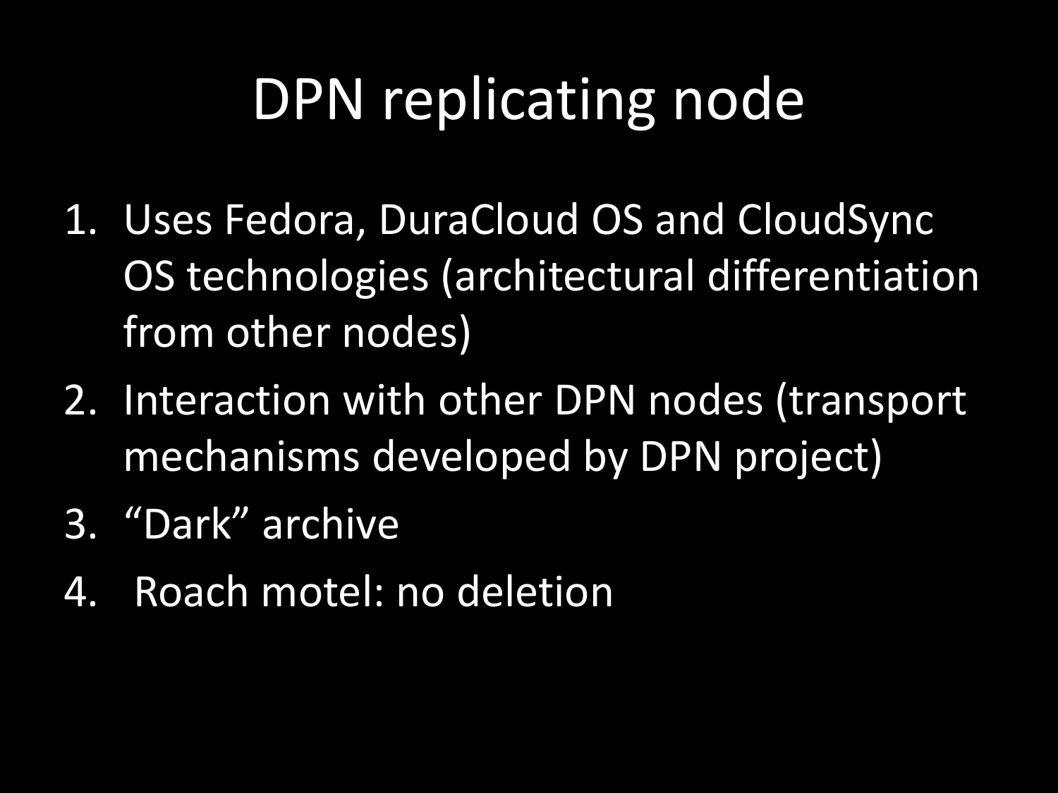# DPN replicating node

1. Uses Fedora, DuraCloud OS and CloudSync OS technologies (architectural differentiation from other nodes)
2. Interaction with other DPN nodes (transport mechanisms developed by DPN project)
3. "Dark" archive
4. Roach motel: no deletion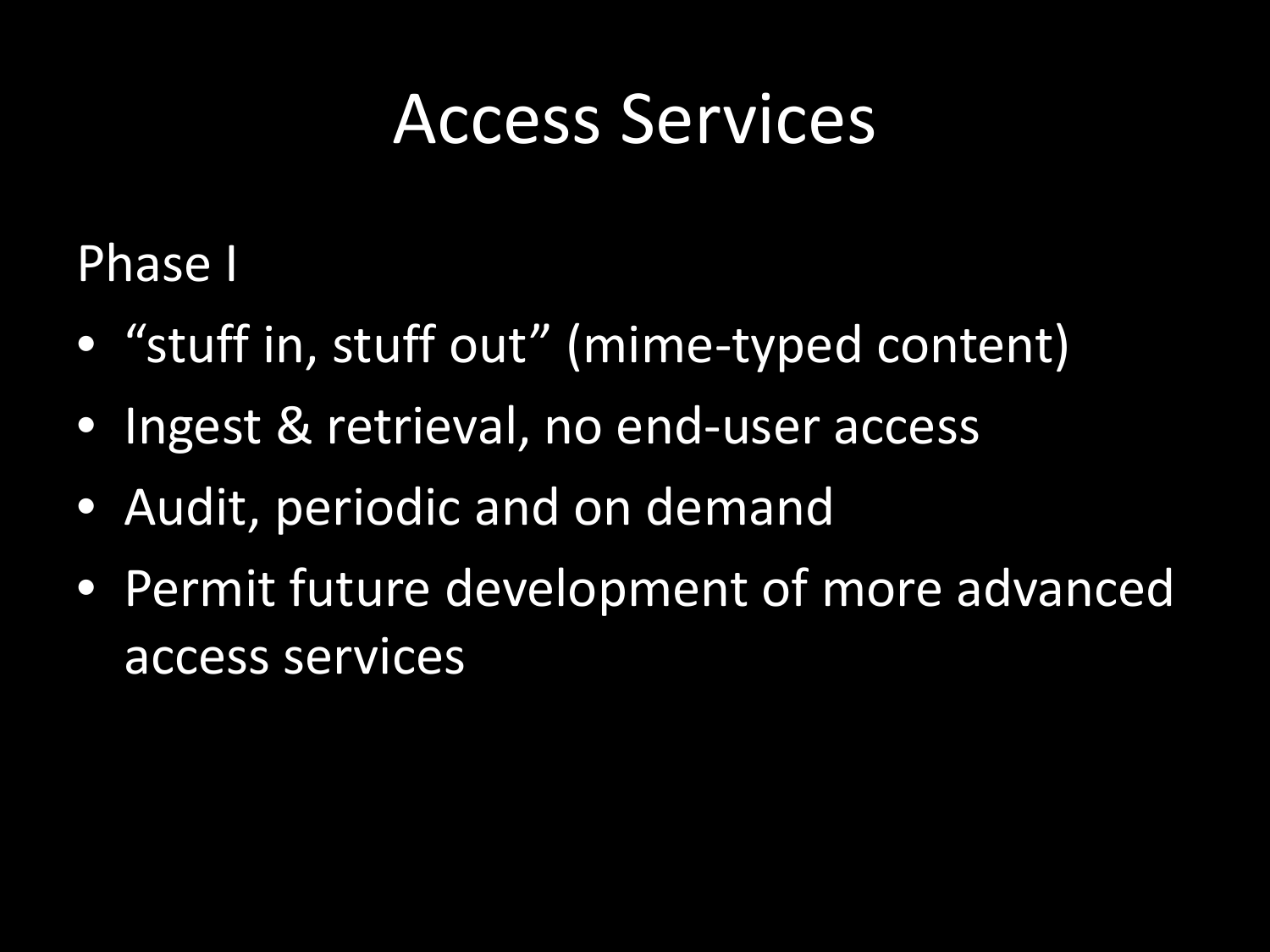# Access Services

Phase I

- “stuff in, stuff out” (mime-typed content)
- Ingest & retrieval, no end-user access
- Audit, periodic and on demand
- Permit future development of more advanced access services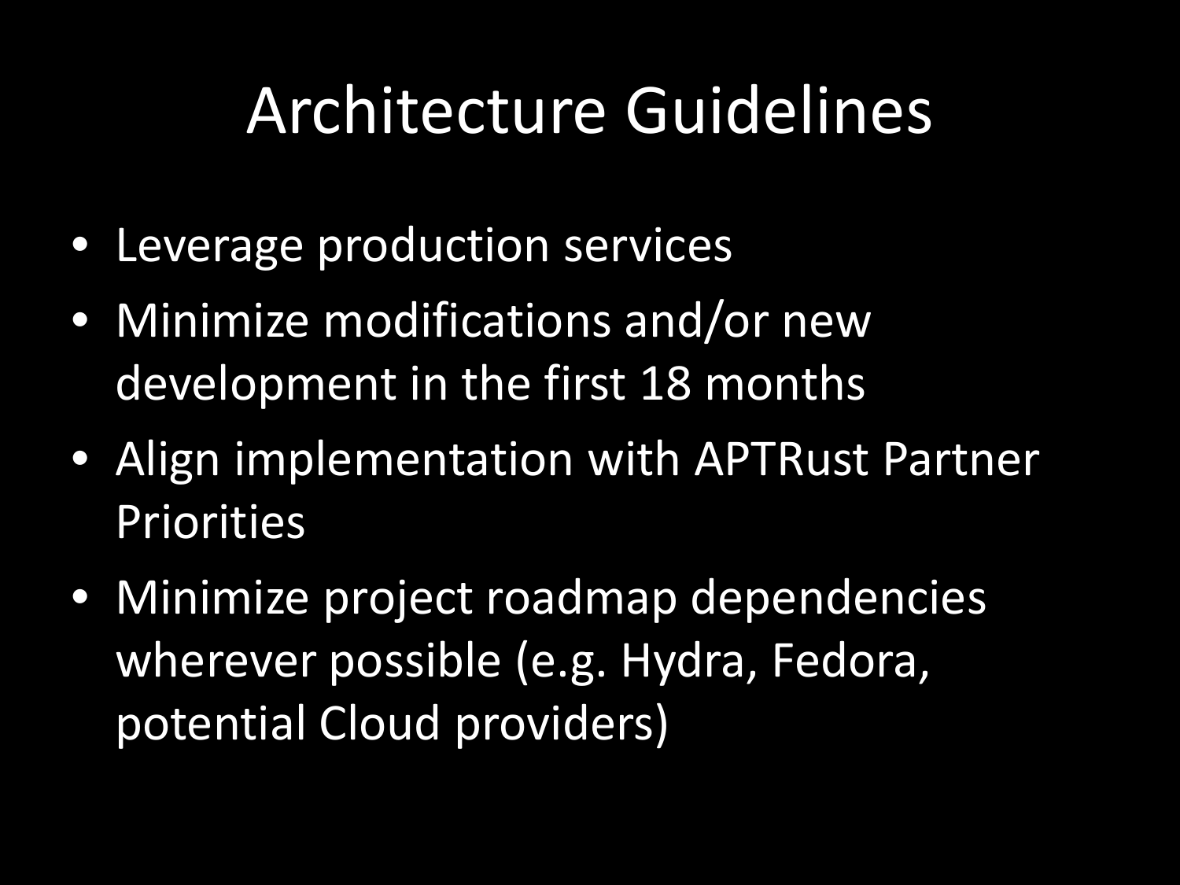# Architecture Guidelines

- Leverage production services
- Minimize modifications and/or new development in the first 18 months
- Align implementation with APTRust Partner Priorities
- Minimize project roadmap dependencies wherever possible (e.g. Hydra, Fedora, potential Cloud providers)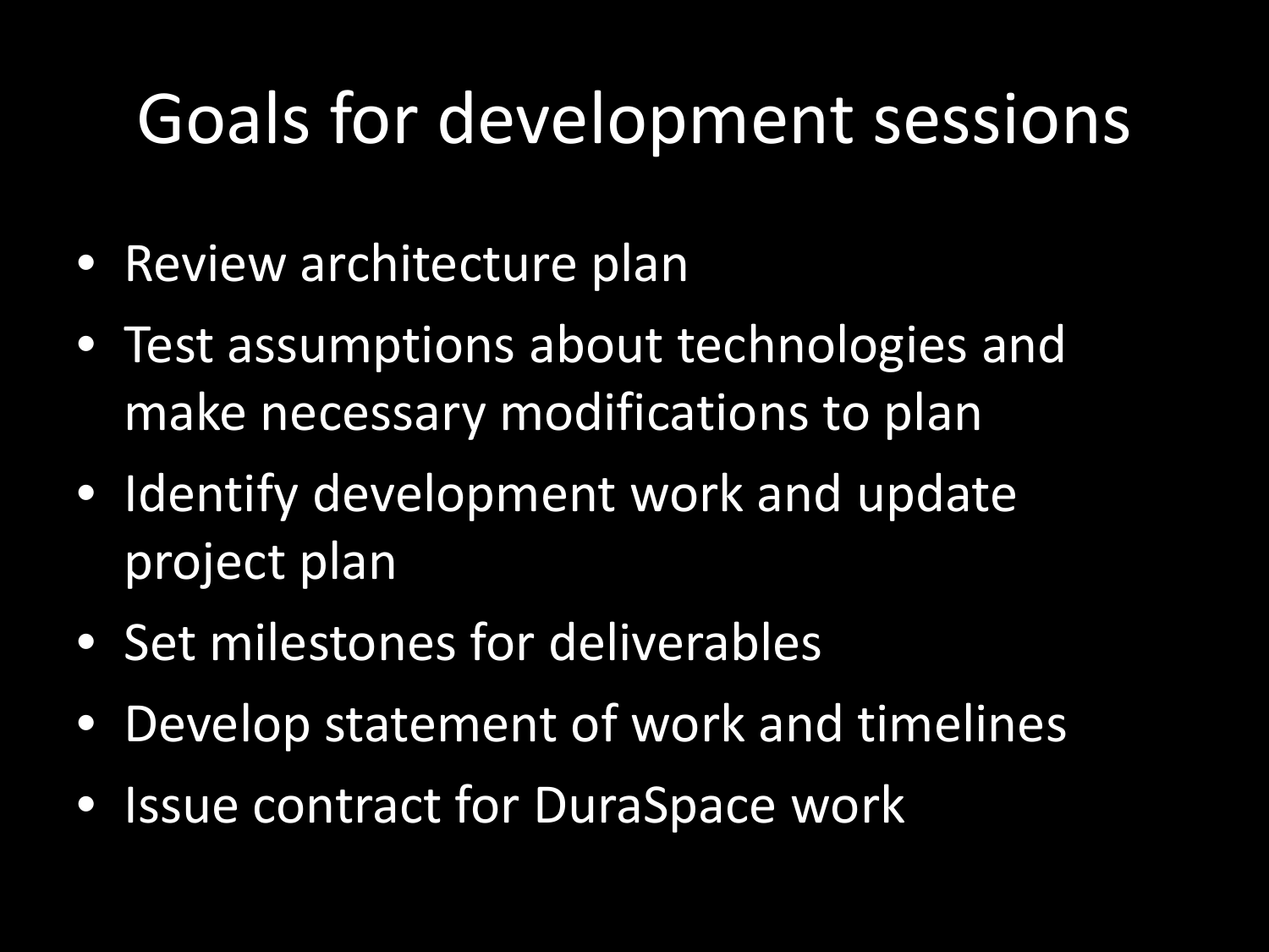# Goals for development sessions

- Review architecture plan
- Test assumptions about technologies and make necessary modifications to plan
- Identify development work and update project plan
- Set milestones for deliverables
- Develop statement of work and timelines
- Issue contract for DuraSpace work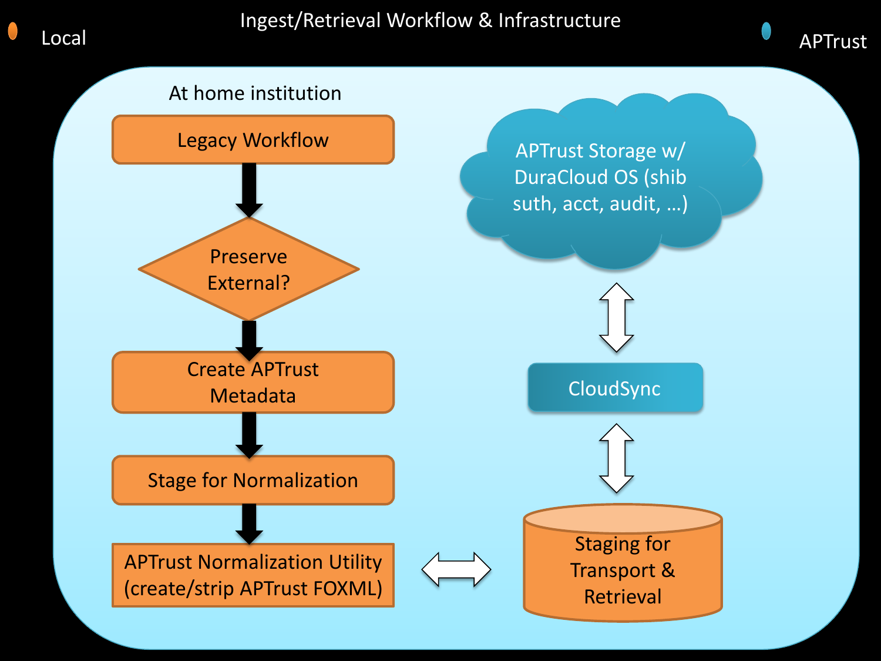# Ingest/Retrieval Workflow & Infrastructure

Local

APTrust

At home institution

Legacy Workflow

Preserve External?

Create APTrust Metadata

Stage for Normalization

APTrust Normalization Utility (create/strip APTrust FOXML)

Staging for Transport & Retrieval

CloudSync

APTrust Storage w/ DuraCloud OS (shib suth, acct, audit, …)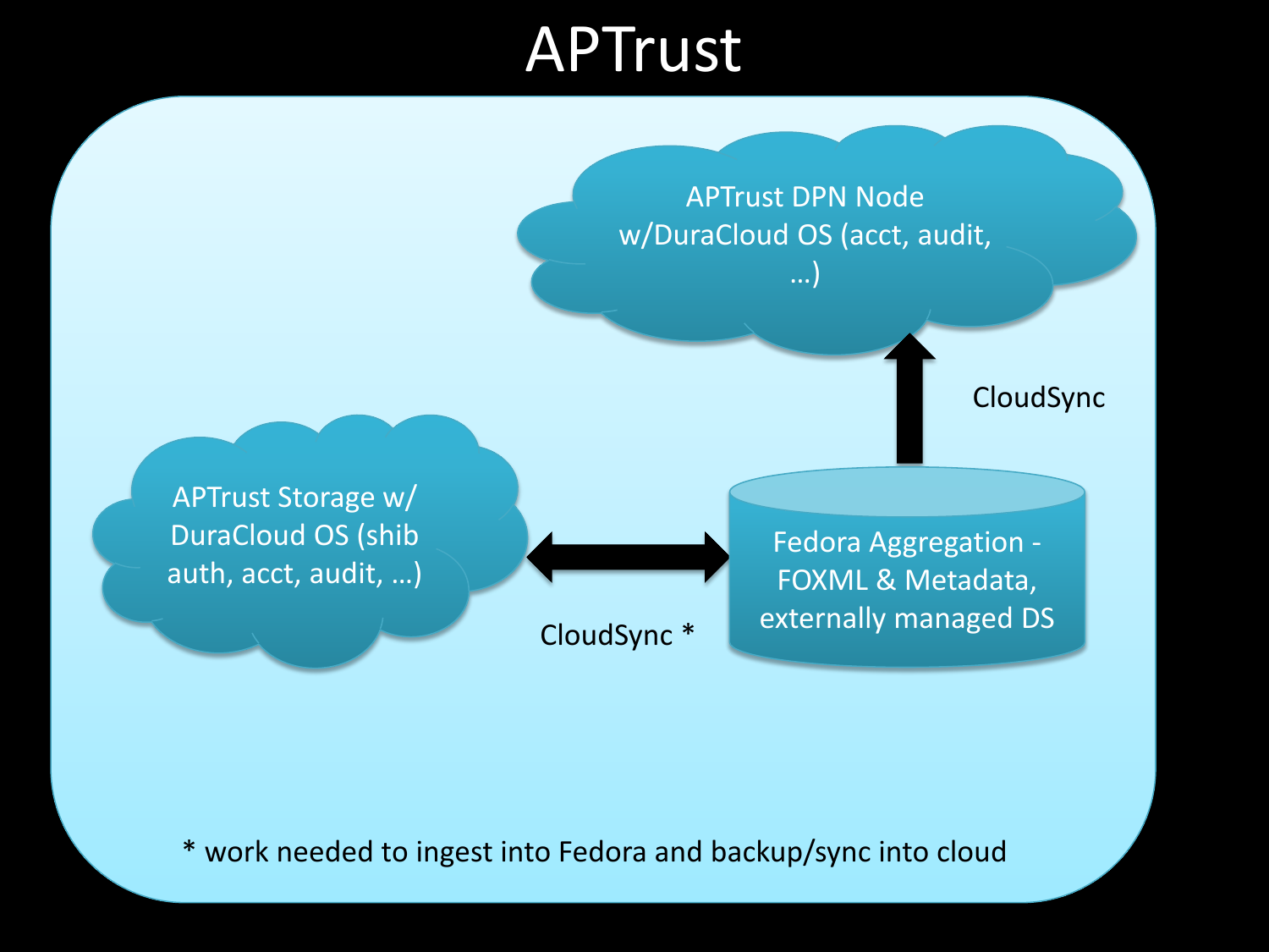# APTrust

APTrust DPN Node w/DuraCloud OS (acct, audit, …)

CloudSync

APTrust Storage w/ DuraCloud OS (shib auth, acct, audit, …)

CloudSync *

Fedora Aggregation - FOXML & Metadata, externally managed DS

* work needed to ingest into Fedora and backup/sync into cloud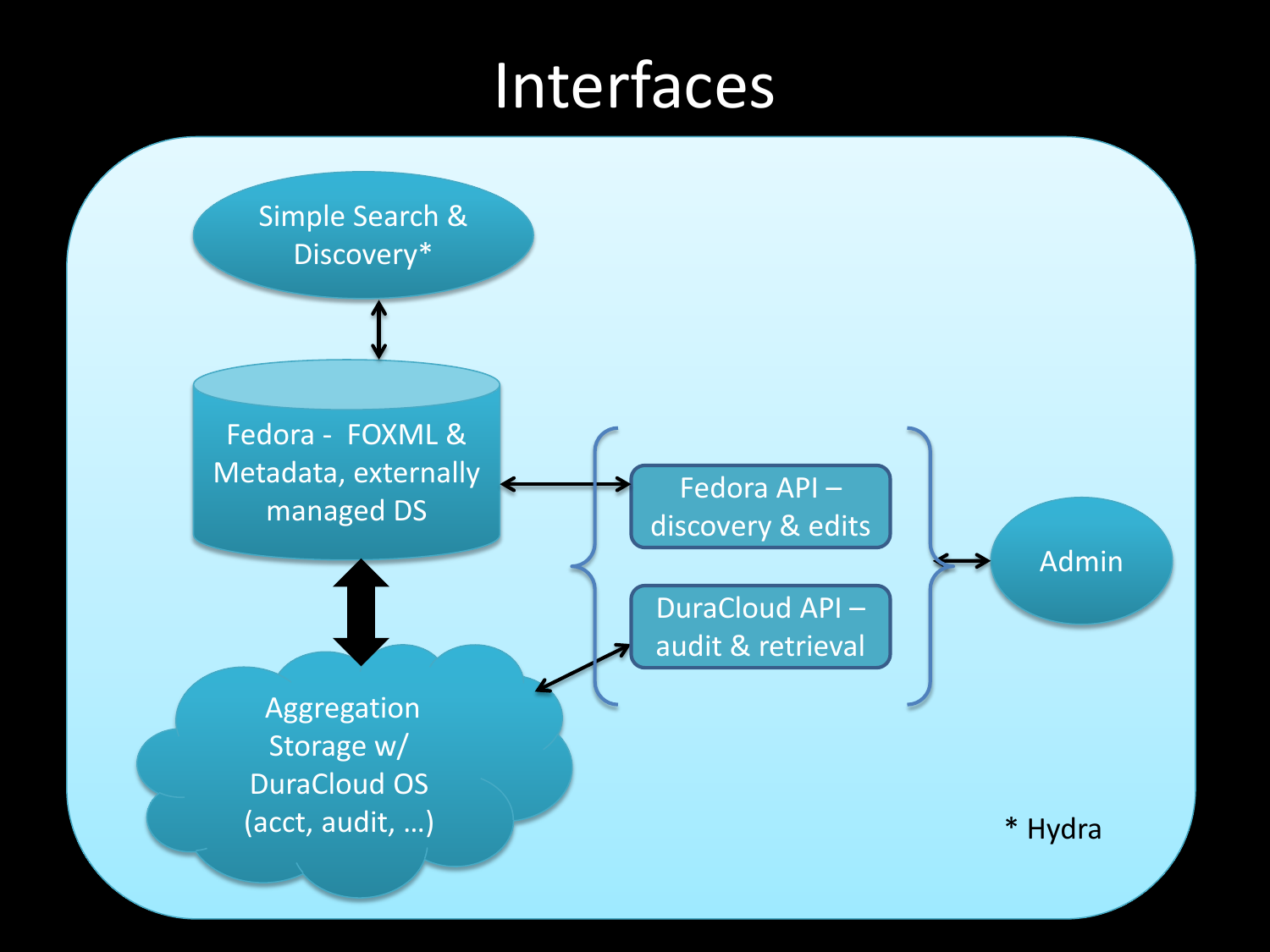# Interfaces

Simple Search & Discovery*

Fedora - FOXML & Metadata, externally managed DS

Fedora API – discovery & edits

DuraCloud API – audit & retrieval

Admin

Aggregation Storage w/ DuraCloud OS (acct, audit, …)

* Hydra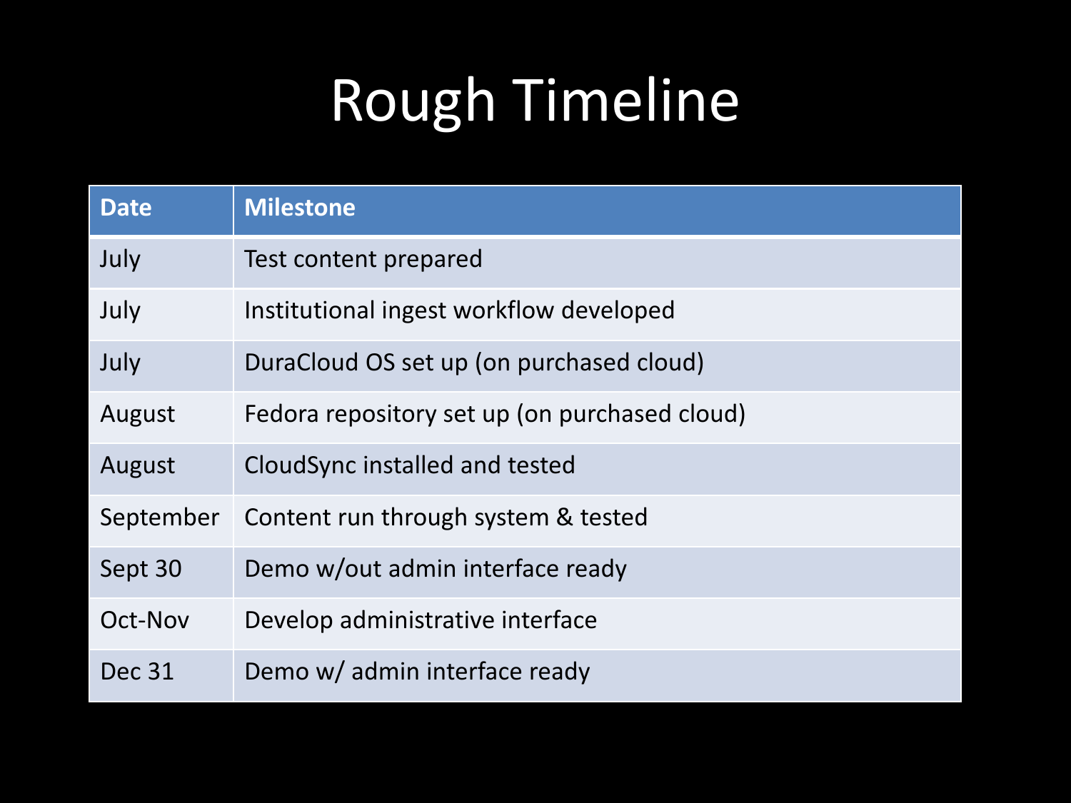# Rough Timeline

| Date | Milestone |
|---|---|
| July | Test content prepared |
| July | Institutional ingest workflow developed |
| July | DuraCloud OS set up (on purchased cloud) |
| August | Fedora repository set up (on purchased cloud) |
| August | CloudSync installed and tested |
| September | Content run through system & tested |
| Sept 30 | Demo w/out admin interface ready |
| Oct-Nov | Develop administrative interface |
| Dec 31 | Demo w/ admin interface ready |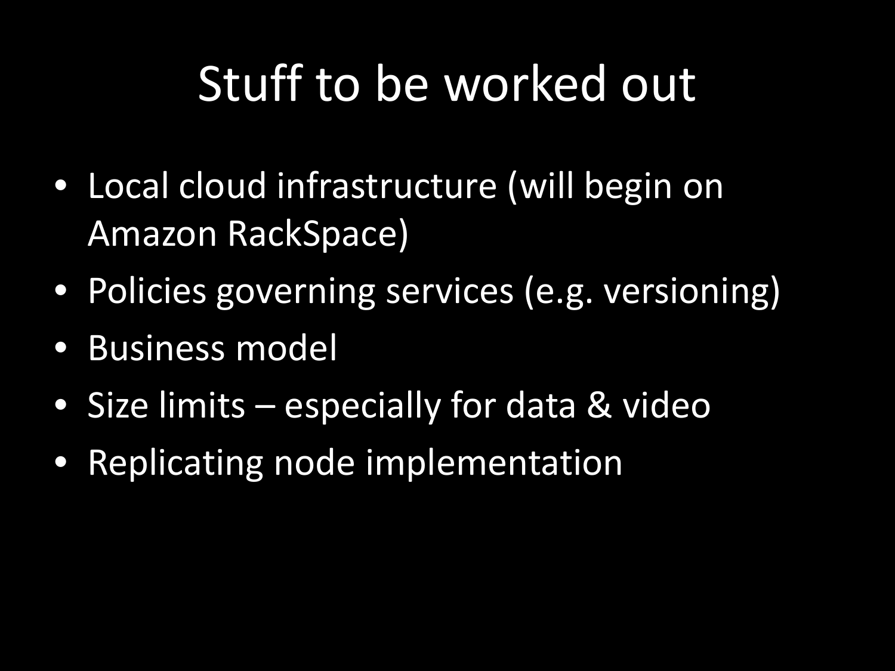# Stuff to be worked out

- Local cloud infrastructure (will begin on Amazon RackSpace)
- Policies governing services (e.g. versioning)
- Business model
- Size limits – especially for data & video
- Replicating node implementation